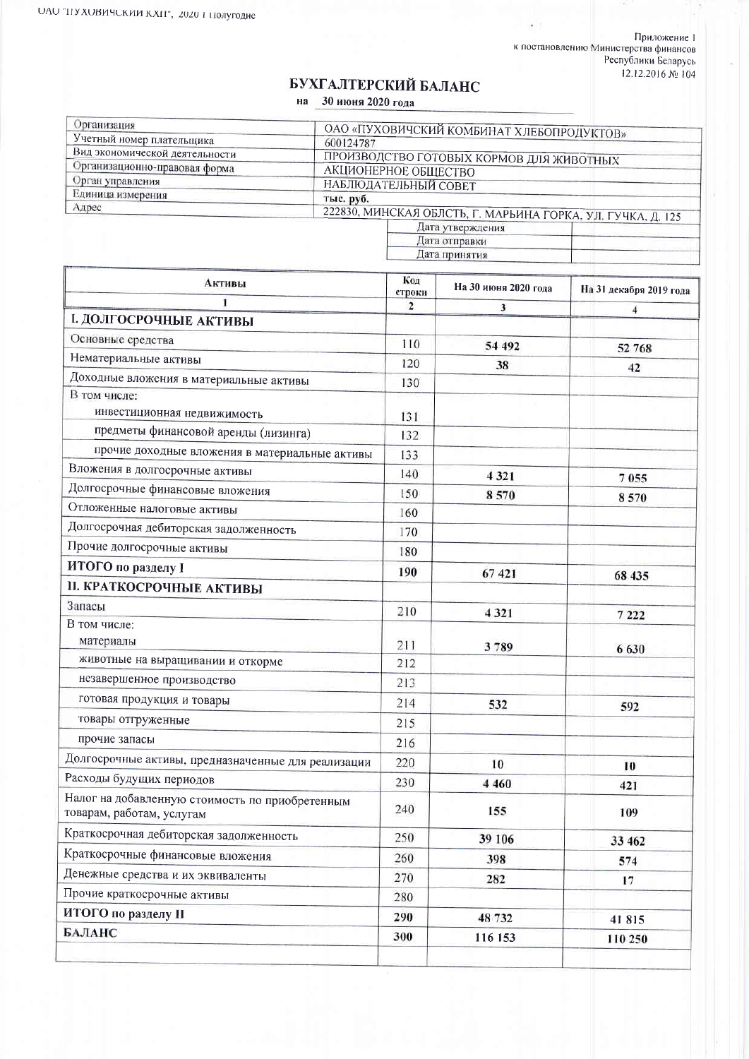Приложение 1
к постановлению Министерства финансов
Республики Беларусь
12.12.2016 № 104

# БУХГАЛТЕРСКИЙ БАЛАНС

на 30 июня 2020 года

| | |
|---|---|
| Организация | ОАО «ПУХОВИЧСКИЙ КОМБИНАТ ХЛЕБОПРОДУКТОВ» |
| Учетный номер плательщика | 600124787 |
| Вид экономической деятельности | ПРОИЗВОДСТВО ГОТОВЫХ КОРМОВ ДЛЯ ЖИВОТНЫХ |
| Организационно-правовая форма | АКЦИОНЕРНОЕ ОБЩЕСТВО |
| Орган управления | НАБЛЮДАТЕЛЬНЫЙ СОВЕТ |
| Единица измерения | тыс. руб. |
| Адрес | 222830, МИНСКАЯ ОБЛСТЬ, Г. МАРЬИНА ГОРКА, УЛ. ГУЧКА, Д. 125 |

| | |
|---|---|
| Дата утверждения | |
| Дата отправки | |
| Дата принятия | |

| Активы | Код строки | На 30 июня 2020 года | На 31 декабря 2019 года |
|---|---|---|---|
| 1 | 2 | 3 | 4 |
| **I. ДОЛГОСРОЧНЫЕ АКТИВЫ** | | | |
| Основные средства | 110 | 54 492 | 52 768 |
| Нематериальные активы | 120 | 38 | 42 |
| Доходные вложения в материальные активы | 130 | | |
| В том числе: | | | |
| инвестиционная недвижимость | 131 | | |
| предметы финансовой аренды (лизинга) | 132 | | |
| прочие доходные вложения в материальные активы | 133 | | |
| Вложения в долгосрочные активы | 140 | 4 321 | 7 055 |
| Долгосрочные финансовые вложения | 150 | 8 570 | 8 570 |
| Отложенные налоговые активы | 160 | | |
| Долгосрочная дебиторская задолженность | 170 | | |
| Прочие долгосрочные активы | 180 | | |
| **ИТОГО по разделу I** | **190** | 67 421 | 68 435 |
| **II. КРАТКОСРОЧНЫЕ АКТИВЫ** | | | |
| Запасы | 210 | 4 321 | 7 222 |
| В том числе: | | | |
| материалы | 211 | 3 789 | 6 630 |
| животные на выращивании и откорме | 212 | | |
| незавершенное производство | 213 | | |
| готовая продукция и товары | 214 | 532 | 592 |
| товары отгруженные | 215 | | |
| прочие запасы | 216 | | |
| Долгосрочные активы, предназначенные для реализации | 220 | 10 | 10 |
| Расходы будущих периодов | 230 | 4 460 | 421 |
| Налог на добавленную стоимость по приобретенным товарам, работам, услугам | 240 | 155 | 109 |
| Краткосрочная дебиторская задолженность | 250 | 39 106 | 33 462 |
| Краткосрочные финансовые вложения | 260 | 398 | 574 |
| Денежные средства и их эквиваленты | 270 | 282 | 17 |
| Прочие краткосрочные активы | 280 | | |
| **ИТОГО по разделу II** | **290** | 48 732 | 41 815 |
| **БАЛАНС** | **300** | 116 153 | 110 250 |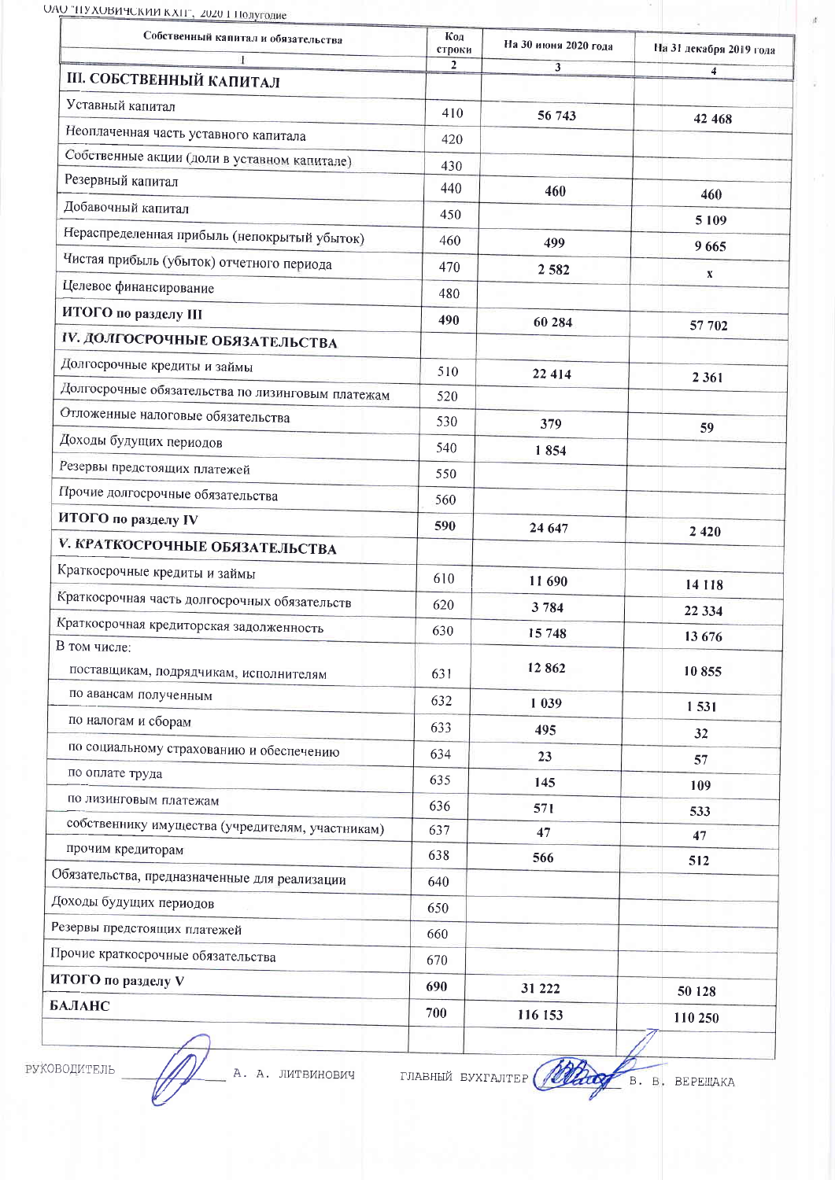ОАО "ПУХОВИЧСКИЙ КХП", 2020 I Полугодие

| Собственный капитал и обязательства | Код строки | На 30 июня 2020 года | На 31 декабря 2019 года |
|---|---|---|---|
| 1 | 2 | 3 | 4 |
| **III. СОБСТВЕННЫЙ КАПИТАЛ** | | | |
| Уставный капитал | 410 | 56 743 | 42 468 |
| Неоплаченная часть уставного капитала | 420 | | |
| Собственные акции (доли в уставном капитале) | 430 | | |
| Резервный капитал | 440 | 460 | 460 |
| Добавочный капитал | 450 | | 5 109 |
| Нераспределенная прибыль (непокрытый убыток) | 460 | 499 | 9 665 |
| Чистая прибыль (убыток) отчетного периода | 470 | 2 582 | x |
| Целевое финансирование | 480 | | |
| **ИТОГО по разделу III** | 490 | 60 284 | 57 702 |
| **IV. ДОЛГОСРОЧНЫЕ ОБЯЗАТЕЛЬСТВА** | | | |
| Долгосрочные кредиты и займы | 510 | 22 414 | 2 361 |
| Долгосрочные обязательства по лизинговым платежам | 520 | | |
| Отложенные налоговые обязательства | 530 | 379 | 59 |
| Доходы будущих периодов | 540 | 1 854 | |
| Резервы предстоящих платежей | 550 | | |
| Прочие долгосрочные обязательства | 560 | | |
| **ИТОГО по разделу IV** | 590 | 24 647 | 2 420 |
| **V. КРАТКОСРОЧНЫЕ ОБЯЗАТЕЛЬСТВА** | | | |
| Краткосрочные кредиты и займы | 610 | 11 690 | 14 118 |
| Краткосрочная часть долгосрочных обязательств | 620 | 3 784 | 22 334 |
| Краткосрочная кредиторская задолженность | 630 | 15 748 | 13 676 |
| В том числе: | | | |
| поставщикам, подрядчикам, исполнителям | 631 | 12 862 | 10 855 |
| по авансам полученным | 632 | 1 039 | 1 531 |
| по налогам и сборам | 633 | 495 | 32 |
| по социальному страхованию и обеспечению | 634 | 23 | 57 |
| по оплате труда | 635 | 145 | 109 |
| по лизинговым платежам | 636 | 571 | 533 |
| собственнику имущества (учредителям, участникам) | 637 | 47 | 47 |
| прочим кредиторам | 638 | 566 | 512 |
| Обязательства, предназначенные для реализации | 640 | | |
| Доходы будущих периодов | 650 | | |
| Резервы предстоящих платежей | 660 | | |
| Прочие краткосрочные обязательства | 670 | | |
| **ИТОГО по разделу V** | 690 | 31 222 | 50 128 |
| **БАЛАНС** | 700 | 116 153 | 110 250 |

РУКОВОДИТЕЛЬ ____________ А. А. ЛИТВИНОВИЧ

ГЛАВНЫЙ БУХГАЛТЕР ____________ В. В. ВЕРЕЩАКА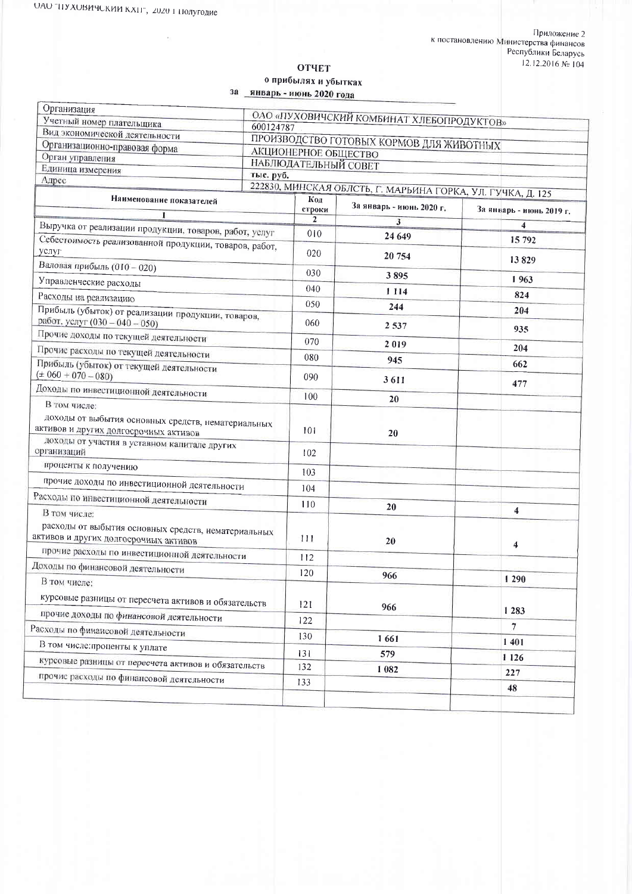Приложение 2
к постановлению Министерства финансов
Республики Беларусь
12.12.2016 № 104

# ОТЧЕТ
## о прибылях и убытках
### за январь - июнь 2020 года

| | |
|---|---|
| Организация | ОАО «ПУХОВИЧСКИЙ КОМБИНАТ ХЛЕБОПРОДУКТОВ» |
| Учетный номер плательщика | 600124787 |
| Вид экономической деятельности | ПРОИЗВОДСТВО ГОТОВЫХ КОРМОВ ДЛЯ ЖИВОТНЫХ |
| Организационно-правовая форма | АКЦИОНЕРНОЕ ОБЩЕСТВО |
| Орган управления | НАБЛЮДАТЕЛЬНЫЙ СОВЕТ |
| Единица измерения | тыс. руб. |
| Адрес | 222830, МИНСКАЯ ОБЛСТЬ, Г. МАРЬИНА ГОРКА, УЛ. ГУЧКА, Д. 125 |

| Наименование показателей | Код строки | За январь - июнь 2020 г. | За январь - июнь 2019 г. |
|---|---|---|---|
| 1 | 2 | 3 | 4 |
| Выручка от реализации продукции, товаров, работ, услуг | 010 | 24 649 | 15 792 |
| Себестоимость реализованной продукции, товаров, работ, услуг | 020 | 20 754 | 13 829 |
| Валовая прибыль (010 – 020) | 030 | 3 895 | 1 963 |
| Управленческие расходы | 040 | 1 114 | 824 |
| Расходы на реализацию | 050 | 244 | 204 |
| Прибыль (убыток) от реализации продукции, товаров, работ, услуг (030 – 040 – 050) | 060 | 2 537 | 935 |
| Прочие доходы по текущей деятельности | 070 | 2 019 | 204 |
| Прочие расходы по текущей деятельности | 080 | 945 | 662 |
| Прибыль (убыток) от текущей деятельности (± 060 + 070 – 080) | 090 | 3 611 | 477 |
| Доходы по инвестиционной деятельности | 100 | 20 | |
| В том числе: | | | |
| доходы от выбытия основных средств, нематериальных активов и других долгосрочных активов | 101 | 20 | |
| доходы от участия в уставном капитале других организаций | 102 | | |
| проценты к получению | 103 | | |
| прочие доходы по инвестиционной деятельности | 104 | | |
| Расходы по инвестиционной деятельности | 110 | 20 | 4 |
| В том числе: | | | |
| расходы от выбытия основных средств, нематериальных активов и других долгосрочных активов | 111 | 20 | 4 |
| прочие расходы по инвестиционной деятельности | 112 | | |
| Доходы по финансовой деятельности | 120 | 966 | 1 290 |
| В том числе: | | | |
| курсовые разницы от пересчета активов и обязательств | 121 | 966 | 1 283 |
| прочие доходы по финансовой деятельности | 122 | | 7 |
| Расходы по финансовой деятельности | 130 | 1 661 | 1 401 |
| В том числе:проценты к уплате | 131 | 579 | 1 126 |
| курсовые разницы от пересчета активов и обязательств | 132 | 1 082 | 227 |
| прочие расходы по финансовой деятельности | 133 | | 48 |
| | | | |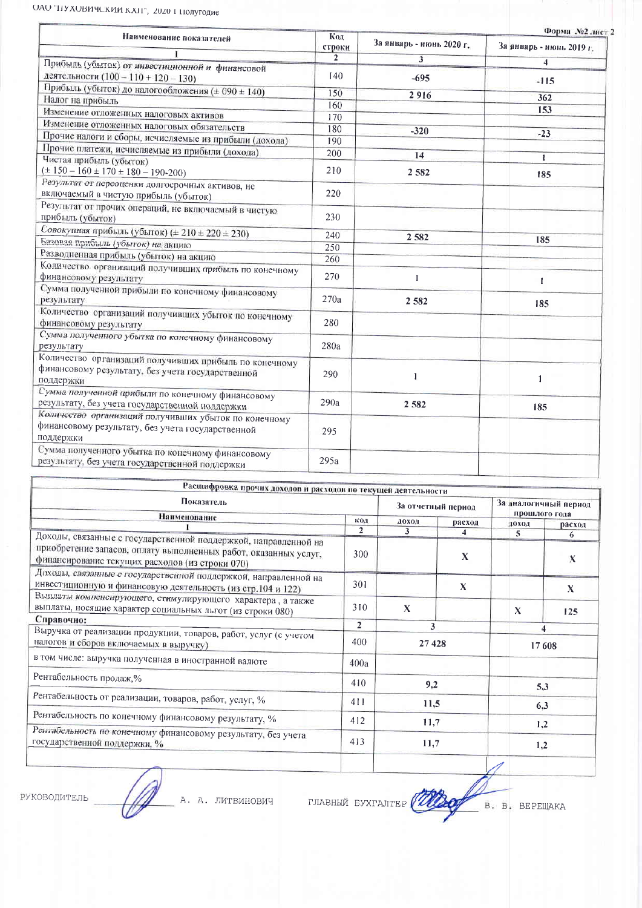Форма №2 лист 2

| Наименование показателей | Код строки | За январь - июнь 2020 г. | За январь - июнь 2019 г. |
|---|---|---|---|
| 1 | 2 | 3 | 4 |
| Прибыль (убыток) от инвестиционной и финансовой деятельности (100 – 110 + 120 – 130) | 140 | -695 | -115 |
| Прибыль (убыток) до налогообложения (± 090 ± 140) | 150 | 2 916 | 362 |
| Налог на прибыль | 160 | | 153 |
| Изменение отложенных налоговых активов | 170 | | |
| Изменение отложенных налоговых обязательств | 180 | -320 | -23 |
| Прочие налоги и сборы, исчисляемые из прибыли (дохода) | 190 | | |
| Прочие платежи, исчисляемые из прибыли (дохода) | 200 | 14 | 1 |
| Чистая прибыль (убыток) (± 150 – 160 ± 170 ± 180 – 190-200) | 210 | 2 582 | 185 |
| Результат от переоценки долгосрочных активов, не включаемый в чистую прибыль (убыток) | 220 | | |
| Результат от прочих операций, не включаемый в чистую прибыль (убыток) | 230 | | |
| Совокупная прибыль (убыток) (± 210 ± 220 ± 230) | 240 | 2 582 | 185 |
| Базовая прибыль (убыток) на акцию | 250 | | |
| Разводненная прибыль (убыток) на акцию | 260 | | |
| Количество организаций получивших прибыль по конечному финансовому результату | 270 | 1 | 1 |
| Сумма полученной прибыли по конечному финансовому результату | 270а | 2 582 | 185 |
| Количество организаций получивших убыток по конечному финансовому результату | 280 | | |
| Сумма полученного убытка по конечному финансовому результату | 280а | | |
| Количество организаций получивших прибыль по конечному финансовому результату, без учета государственной поддержки | 290 | 1 | 1 |
| Сумма полученной прибыли по конечному финансовому результату, без учета государственной поддержки | 290а | 2 582 | 185 |
| Количество организаций получивших убыток по конечному финансовому результату, без учета государственной поддержки | 295 | | |
| Сумма полученного убытка по конечному финансовому результату, без учета государственной поддержки | 295а | | |

**Расшифровка прочих доходов и расходов по текущей деятельности**

| Показатель | | За отчетный период | | За аналогичный период прошлого года | |
|---|---|---|---|---|---|
| Наименование | код | доход | расход | доход | расход |
| 1 | 2 | 3 | 4 | 5 | 6 |
| Доходы, связанные с государственной поддержкой, направленной на приобретение запасов, оплату выполненных работ, оказанных услуг, финансирование текущих расходов (из строки 070) | 300 | | X | | X |
| Доходы, связанные с государственной поддержкой, направленной на инвестиционную и финансовую деятельность (из стр.104 и 122) | 301 | | X | | X |
| Выплаты компенсирующего, стимулирующего характера, а также выплаты, носящие характер социальных льгот (из строки 080) | 310 | X | | X | 125 |
| **Справочно:** | 2 | 3 | | 4 | |
| Выручка от реализации продукции, товаров, работ, услуг (с учетом налогов и сборов включаемых в выручку) | 400 | 27 428 | | 17 608 | |
| в том числе: выручка полученная в иностранной валюте | 400а | | | | |
| Рентабельность продаж,% | 410 | 9,2 | | 5,3 | |
| Рентабельность от реализации, товаров, работ, услуг, % | 411 | 11,5 | | 6,3 | |
| Рентабельность по конечному финансовому результату, % | 412 | 11,7 | | 1,2 | |
| Рентабельность по конечному финансовому результату, без учета государственной поддержки, % | 413 | 11,7 | | 1,2 | |

РУКОВОДИТЕЛЬ ______ А. А. ЛИТВИНОВИЧ

ГЛАВНЫЙ БУХГАЛТЕР ______ В. В. ВЕРЕЩАКА